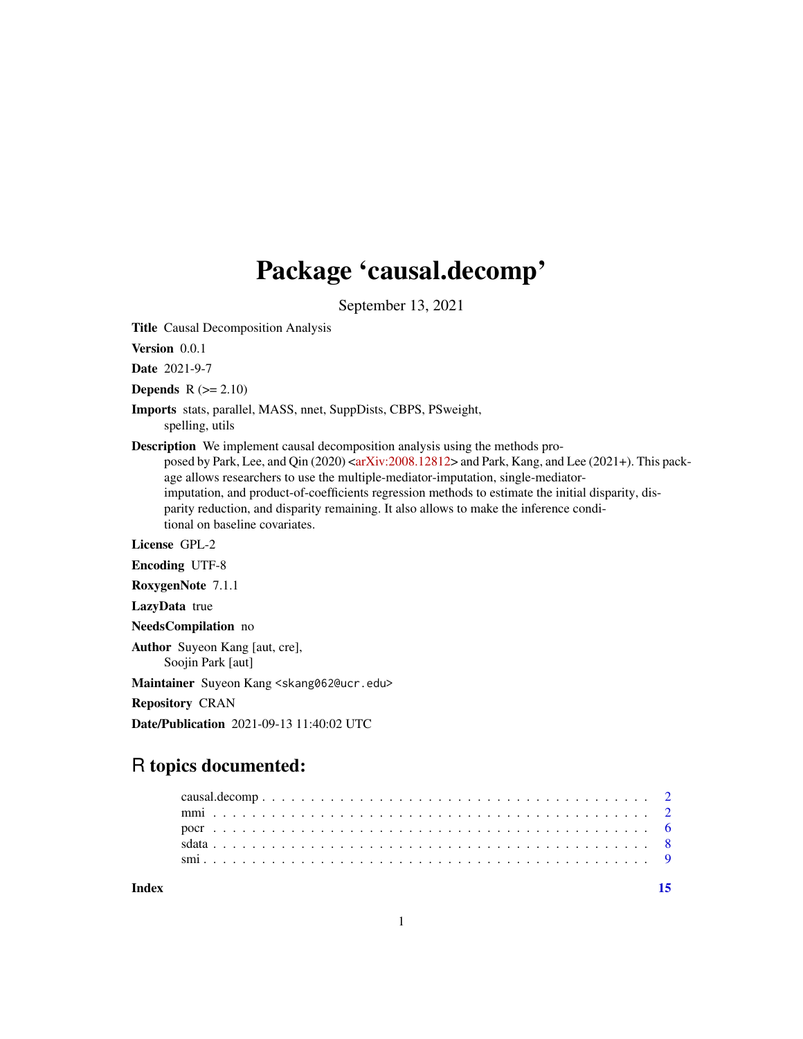# Package 'causal.decomp'

September 13, 2021

**Title** Causal Decomposition Analysis

**Version** 0.0.1

**Date** 2021-9-7

**Depends** R (>= 2.10)

**Imports** stats, parallel, MASS, nnet, SuppDists, CBPS, PSweight, spelling, utils

**Description** We implement causal decomposition analysis using the methods proposed by Park, Lee, and Qin (2020) <arXiv:2008.12812> and Park, Kang, and Lee (2021+). This package allows researchers to use the multiple-mediator-imputation, single-mediator-imputation, and product-of-coefficients regression methods to estimate the initial disparity, disparity reduction, and disparity remaining. It also allows to make the inference conditional on baseline covariates.

**License** GPL-2

**Encoding** UTF-8

**RoxygenNote** 7.1.1

**LazyData** true

**NeedsCompilation** no

**Author** Suyeon Kang [aut, cre], Soojin Park [aut]

**Maintainer** Suyeon Kang <skang062@ucr.edu>

**Repository** CRAN

**Date/Publication** 2021-09-13 11:40:02 UTC

## R topics documented:

- causal.decomp . . . . . . . . . . . . . . . . . . . . . . . . . . . . . . . . . . . . . . 2
- mmi . . . . . . . . . . . . . . . . . . . . . . . . . . . . . . . . . . . . . . . . . . . . 2
- pocr . . . . . . . . . . . . . . . . . . . . . . . . . . . . . . . . . . . . . . . . . . . . 6
- sdata . . . . . . . . . . . . . . . . . . . . . . . . . . . . . . . . . . . . . . . . . . . 8
- smi . . . . . . . . . . . . . . . . . . . . . . . . . . . . . . . . . . . . . . . . . . . . 9

**Index** 15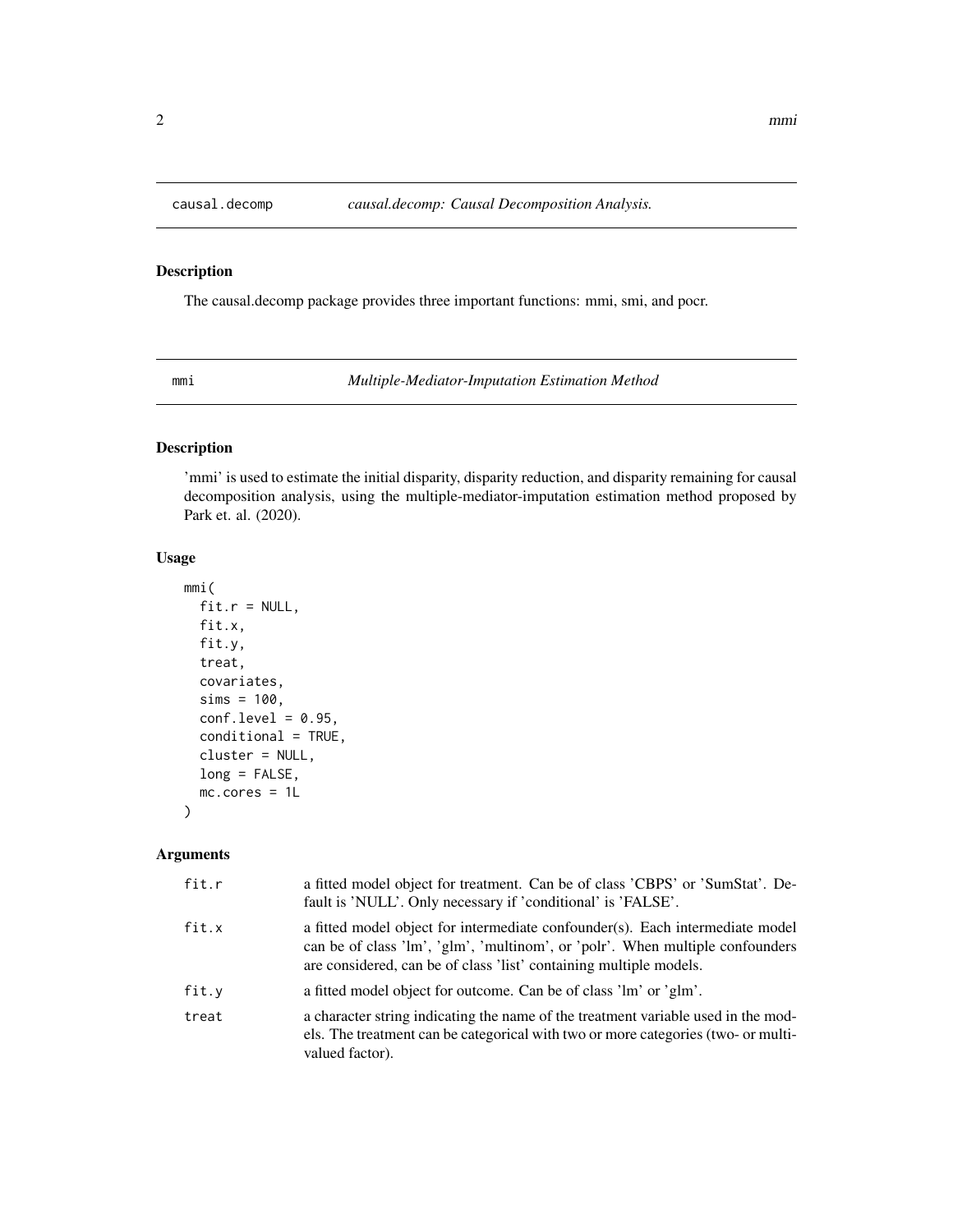## causal.decomp    *causal.decomp: Causal Decomposition Analysis.*

### Description

The causal.decomp package provides three important functions: mmi, smi, and pocr.

## mmi    *Multiple-Mediator-Imputation Estimation Method*

### Description

'mmi' is used to estimate the initial disparity, disparity reduction, and disparity remaining for causal decomposition analysis, using the multiple-mediator-imputation estimation method proposed by Park et. al. (2020).

### Usage

```
mmi(
  fit.r = NULL,
  fit.x,
  fit.y,
  treat,
  covariates,
  sims = 100,
  conf.level = 0.95,
  conditional = TRUE,
  cluster = NULL,
  long = FALSE,
  mc.cores = 1L
)
```

### Arguments

| Argument | Description |
|---|---|
| `fit.r` | a fitted model object for treatment. Can be of class 'CBPS' or 'SumStat'. Default is 'NULL'. Only necessary if 'conditional' is 'FALSE'. |
| `fit.x` | a fitted model object for intermediate confounder(s). Each intermediate model can be of class 'lm', 'glm', 'multinom', or 'polr'. When multiple confounders are considered, can be of class 'list' containing multiple models. |
| `fit.y` | a fitted model object for outcome. Can be of class 'lm' or 'glm'. |
| `treat` | a character string indicating the name of the treatment variable used in the models. The treatment can be categorical with two or more categories (two- or multi-valued factor). |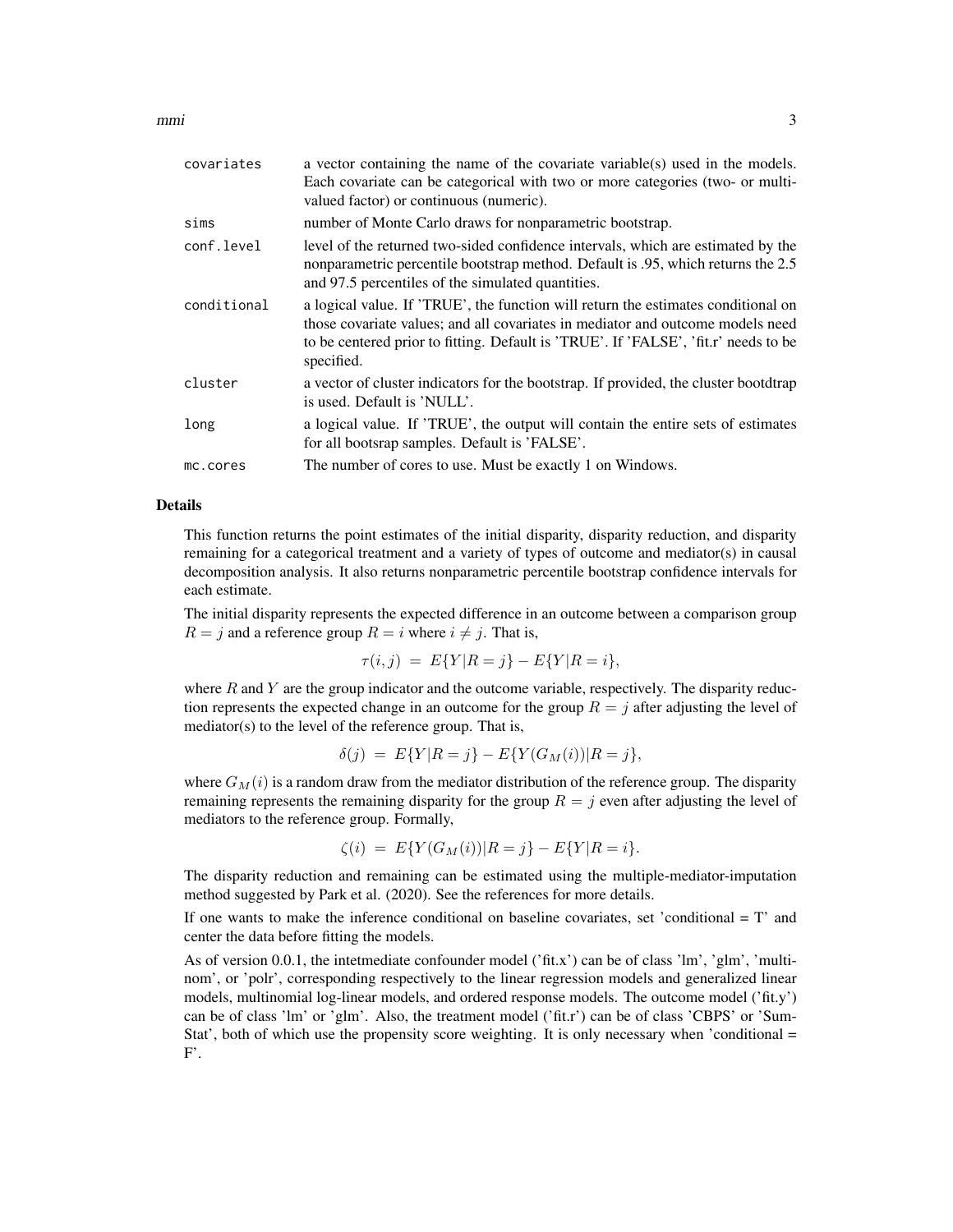| | |
|---|---|
| covariates | a vector containing the name of the covariate variable(s) used in the models. Each covariate can be categorical with two or more categories (two- or multi-valued factor) or continuous (numeric). |
| sims | number of Monte Carlo draws for nonparametric bootstrap. |
| conf.level | level of the returned two-sided confidence intervals, which are estimated by the nonparametric percentile bootstrap method. Default is .95, which returns the 2.5 and 97.5 percentiles of the simulated quantities. |
| conditional | a logical value. If 'TRUE', the function will return the estimates conditional on those covariate values; and all covariates in mediator and outcome models need to be centered prior to fitting. Default is 'TRUE'. If 'FALSE', 'fit.r' needs to be specified. |
| cluster | a vector of cluster indicators for the bootstrap. If provided, the cluster bootdtrap is used. Default is 'NULL'. |
| long | a logical value. If 'TRUE', the output will contain the entire sets of estimates for all bootsrap samples. Default is 'FALSE'. |
| mc.cores | The number of cores to use. Must be exactly 1 on Windows. |

## Details

This function returns the point estimates of the initial disparity, disparity reduction, and disparity remaining for a categorical treatment and a variety of types of outcome and mediator(s) in causal decomposition analysis. It also returns nonparametric percentile bootstrap confidence intervals for each estimate.

The initial disparity represents the expected difference in an outcome between a comparison group $R = j$ and a reference group $R = i$ where $i \neq j$. That is,

$$\tau(i, j) \; = \; E\{Y|R = j\} - E\{Y|R = i\},$$

where $R$ and $Y$ are the group indicator and the outcome variable, respectively. The disparity reduction represents the expected change in an outcome for the group $R = j$ after adjusting the level of mediator(s) to the level of the reference group. That is,

$$\delta(j) \; = \; E\{Y|R = j\} - E\{Y(G_M(i))|R = j\},$$

where $G_M(i)$ is a random draw from the mediator distribution of the reference group. The disparity remaining represents the remaining disparity for the group $R = j$ even after adjusting the level of mediators to the reference group. Formally,

$$\zeta(i) \; = \; E\{Y(G_M(i))|R = j\} - E\{Y|R = i\}.$$

The disparity reduction and remaining can be estimated using the multiple-mediator-imputation method suggested by Park et al. (2020). See the references for more details.

If one wants to make the inference conditional on baseline covariates, set 'conditional = T' and center the data before fitting the models.

As of version 0.0.1, the intetmediate confounder model ('fit.x') can be of class 'lm', 'glm', 'multinom', or 'polr', corresponding respectively to the linear regression models and generalized linear models, multinomial log-linear models, and ordered response models. The outcome model ('fit.y') can be of class 'lm' or 'glm'. Also, the treatment model ('fit.r') can be of class 'CBPS' or 'SumStat', both of which use the propensity score weighting. It is only necessary when 'conditional = F'.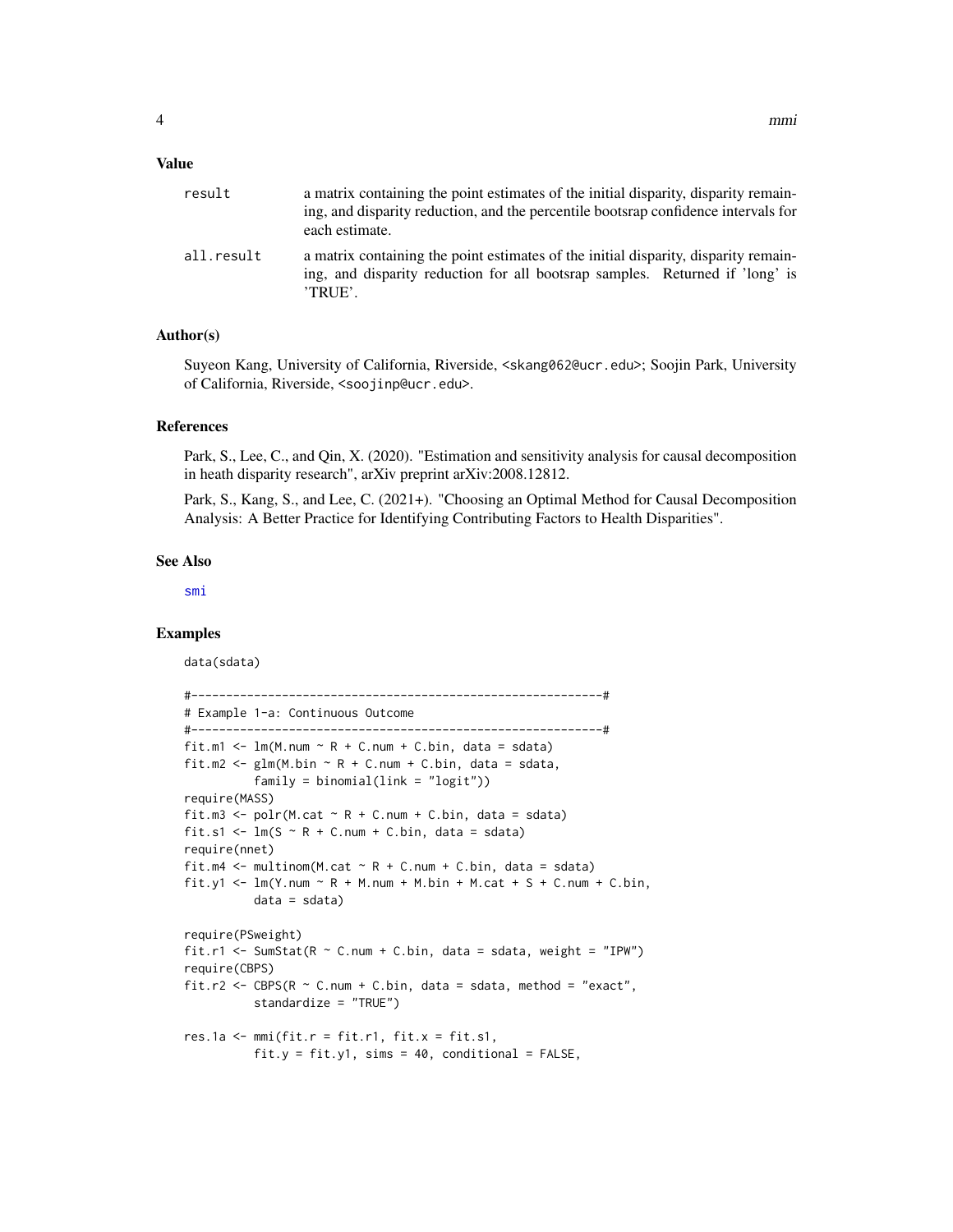## Value

| | |
|---|---|
| result | a matrix containing the point estimates of the initial disparity, disparity remaining, and disparity reduction, and the percentile bootsrap confidence intervals for each estimate. |
| all.result | a matrix containing the point estimates of the initial disparity, disparity remaining, and disparity reduction for all bootsrap samples. Returned if 'long' is 'TRUE'. |

## Author(s)

Suyeon Kang, University of California, Riverside, <skang062@ucr.edu>; Soojin Park, University of California, Riverside, <soojinp@ucr.edu>.

## References

Park, S., Lee, C., and Qin, X. (2020). "Estimation and sensitivity analysis for causal decomposition in heath disparity research", arXiv preprint arXiv:2008.12812.

Park, S., Kang, S., and Lee, C. (2021+). "Choosing an Optimal Method for Causal Decomposition Analysis: A Better Practice for Identifying Contributing Factors to Health Disparities".

## See Also

smi

## Examples

```
data(sdata)

#-----------------------------------------------------------#
# Example 1-a: Continuous Outcome
#-----------------------------------------------------------#
fit.m1 <- lm(M.num ~ R + C.num + C.bin, data = sdata)
fit.m2 <- glm(M.bin ~ R + C.num + C.bin, data = sdata,
          family = binomial(link = "logit"))
require(MASS)
fit.m3 <- polr(M.cat ~ R + C.num + C.bin, data = sdata)
fit.s1 <- lm(S ~ R + C.num + C.bin, data = sdata)
require(nnet)
fit.m4 <- multinom(M.cat ~ R + C.num + C.bin, data = sdata)
fit.y1 <- lm(Y.num ~ R + M.num + M.bin + M.cat + S + C.num + C.bin,
          data = sdata)

require(PSweight)
fit.r1 <- SumStat(R ~ C.num + C.bin, data = sdata, weight = "IPW")
require(CBPS)
fit.r2 <- CBPS(R ~ C.num + C.bin, data = sdata, method = "exact",
          standardize = "TRUE")

res.1a <- mmi(fit.r = fit.r1, fit.x = fit.s1,
          fit.y = fit.y1, sims = 40, conditional = FALSE,
```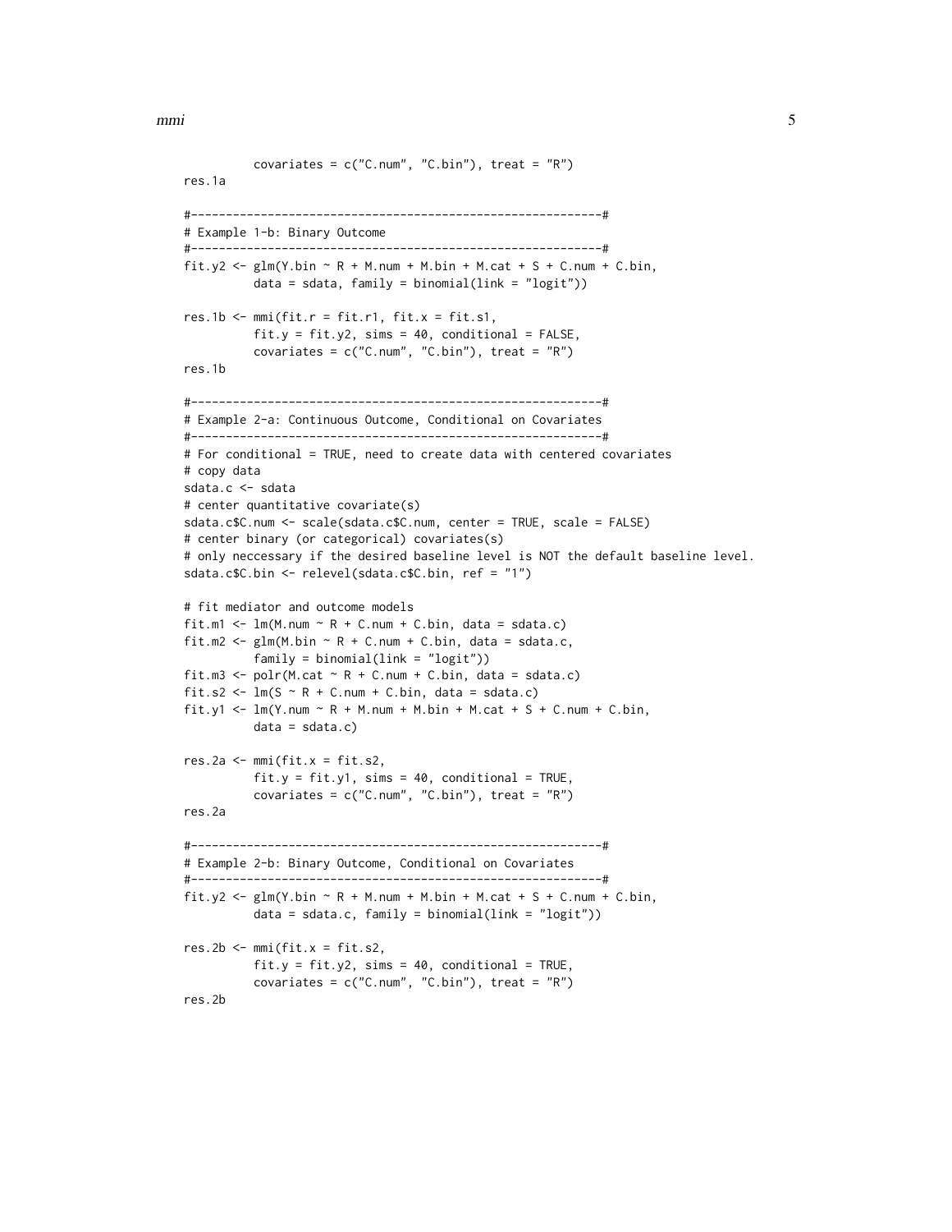```
          covariates = c("C.num", "C.bin"), treat = "R")
res.1a

#----------------------------------------------------------#
# Example 1-b: Binary Outcome
#----------------------------------------------------------#
fit.y2 <- glm(Y.bin ~ R + M.num + M.bin + M.cat + S + C.num + C.bin,
          data = sdata, family = binomial(link = "logit"))

res.1b <- mmi(fit.r = fit.r1, fit.x = fit.s1,
          fit.y = fit.y2, sims = 40, conditional = FALSE,
          covariates = c("C.num", "C.bin"), treat = "R")
res.1b

#----------------------------------------------------------#
# Example 2-a: Continuous Outcome, Conditional on Covariates
#----------------------------------------------------------#
# For conditional = TRUE, need to create data with centered covariates
# copy data
sdata.c <- sdata
# center quantitative covariate(s)
sdata.c$C.num <- scale(sdata.c$C.num, center = TRUE, scale = FALSE)
# center binary (or categorical) covariates(s)
# only neccessary if the desired baseline level is NOT the default baseline level.
sdata.c$C.bin <- relevel(sdata.c$C.bin, ref = "1")

# fit mediator and outcome models
fit.m1 <- lm(M.num ~ R + C.num + C.bin, data = sdata.c)
fit.m2 <- glm(M.bin ~ R + C.num + C.bin, data = sdata.c,
          family = binomial(link = "logit"))
fit.m3 <- polr(M.cat ~ R + C.num + C.bin, data = sdata.c)
fit.s2 <- lm(S ~ R + C.num + C.bin, data = sdata.c)
fit.y1 <- lm(Y.num ~ R + M.num + M.bin + M.cat + S + C.num + C.bin,
          data = sdata.c)

res.2a <- mmi(fit.x = fit.s2,
          fit.y = fit.y1, sims = 40, conditional = TRUE,
          covariates = c("C.num", "C.bin"), treat = "R")
res.2a

#----------------------------------------------------------#
# Example 2-b: Binary Outcome, Conditional on Covariates
#----------------------------------------------------------#
fit.y2 <- glm(Y.bin ~ R + M.num + M.bin + M.cat + S + C.num + C.bin,
          data = sdata.c, family = binomial(link = "logit"))

res.2b <- mmi(fit.x = fit.s2,
          fit.y = fit.y2, sims = 40, conditional = TRUE,
          covariates = c("C.num", "C.bin"), treat = "R")
res.2b
```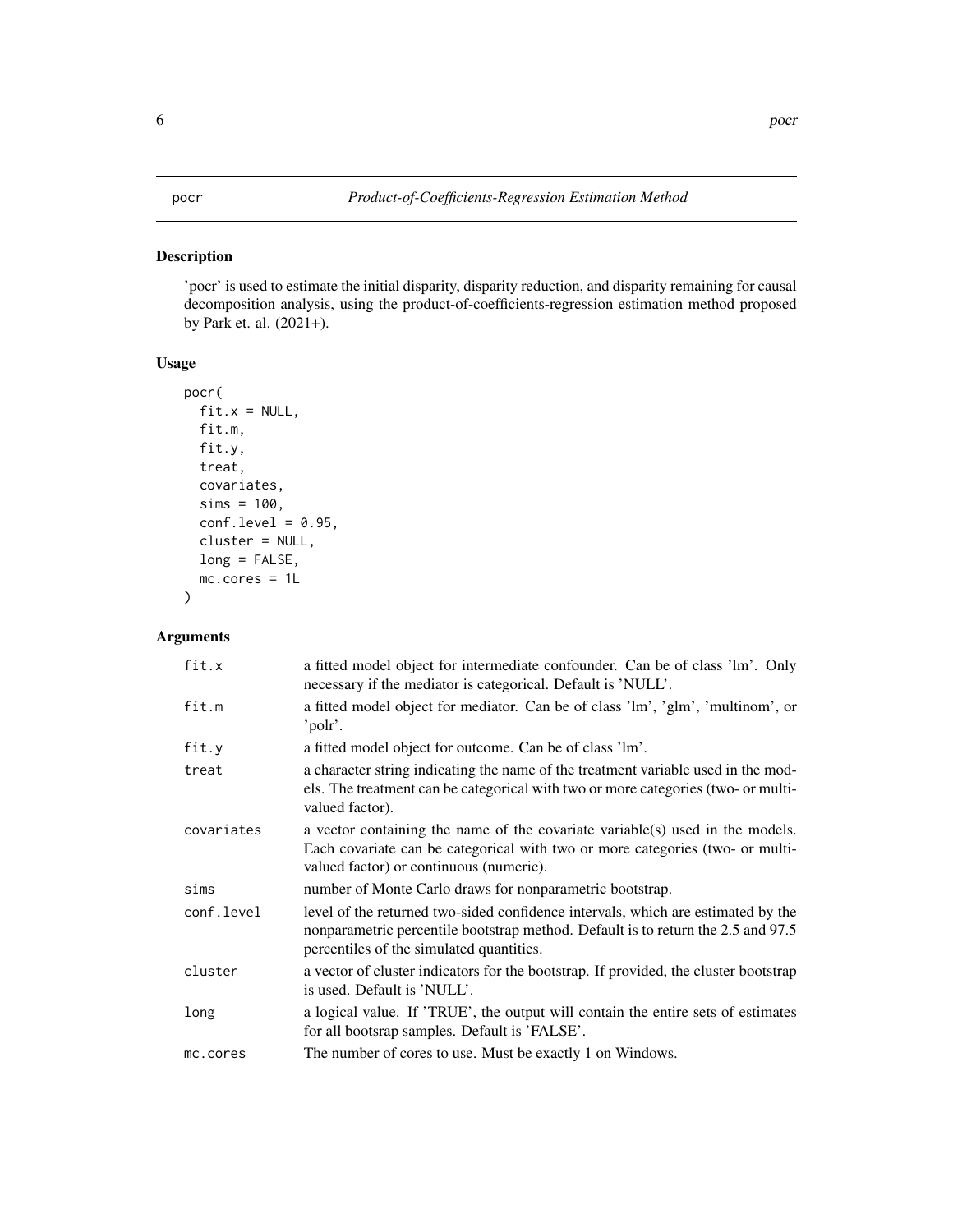# pocr — *Product-of-Coefficients-Regression Estimation Method*

## Description

'pocr' is used to estimate the initial disparity, disparity reduction, and disparity remaining for causal decomposition analysis, using the product-of-coefficients-regression estimation method proposed by Park et. al. (2021+).

## Usage

```
pocr(
  fit.x = NULL,
  fit.m,
  fit.y,
  treat,
  covariates,
  sims = 100,
  conf.level = 0.95,
  cluster = NULL,
  long = FALSE,
  mc.cores = 1L
)
```

## Arguments

| | |
|---|---|
| fit.x | a fitted model object for intermediate confounder. Can be of class 'lm'. Only necessary if the mediator is categorical. Default is 'NULL'. |
| fit.m | a fitted model object for mediator. Can be of class 'lm', 'glm', 'multinom', or 'polr'. |
| fit.y | a fitted model object for outcome. Can be of class 'lm'. |
| treat | a character string indicating the name of the treatment variable used in the models. The treatment can be categorical with two or more categories (two- or multi-valued factor). |
| covariates | a vector containing the name of the covariate variable(s) used in the models. Each covariate can be categorical with two or more categories (two- or multi-valued factor) or continuous (numeric). |
| sims | number of Monte Carlo draws for nonparametric bootstrap. |
| conf.level | level of the returned two-sided confidence intervals, which are estimated by the nonparametric percentile bootstrap method. Default is to return the 2.5 and 97.5 percentiles of the simulated quantities. |
| cluster | a vector of cluster indicators for the bootstrap. If provided, the cluster bootstrap is used. Default is 'NULL'. |
| long | a logical value. If 'TRUE', the output will contain the entire sets of estimates for all bootsrap samples. Default is 'FALSE'. |
| mc.cores | The number of cores to use. Must be exactly 1 on Windows. |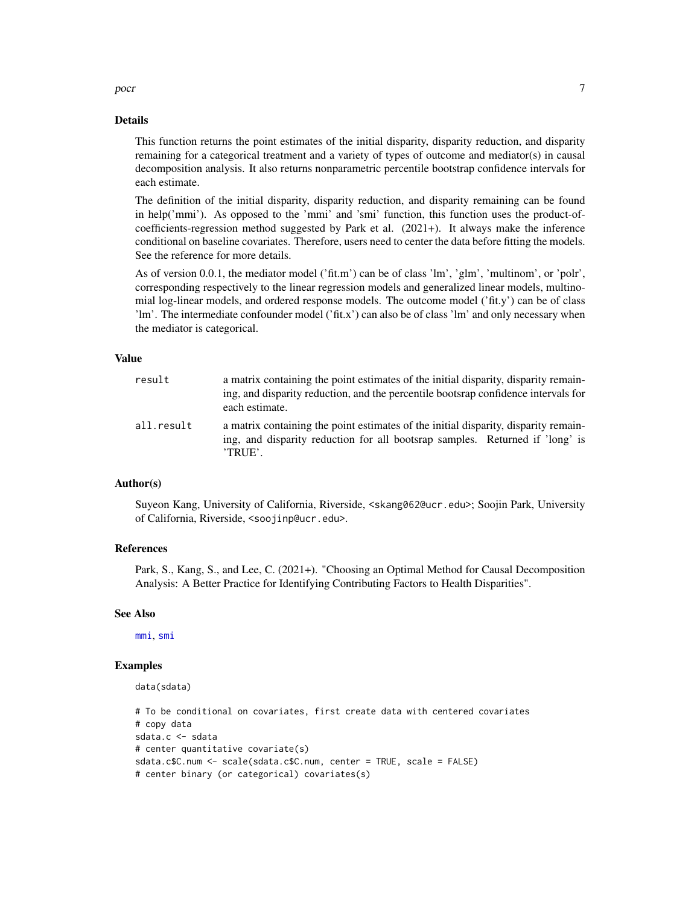## Details

This function returns the point estimates of the initial disparity, disparity reduction, and disparity remaining for a categorical treatment and a variety of types of outcome and mediator(s) in causal decomposition analysis. It also returns nonparametric percentile bootstrap confidence intervals for each estimate.

The definition of the initial disparity, disparity reduction, and disparity remaining can be found in help('mmi'). As opposed to the 'mmi' and 'smi' function, this function uses the product-of-coefficients-regression method suggested by Park et al. (2021+). It always make the inference conditional on baseline covariates. Therefore, users need to center the data before fitting the models. See the reference for more details.

As of version 0.0.1, the mediator model ('fit.m') can be of class 'lm', 'glm', 'multinom', or 'polr', corresponding respectively to the linear regression models and generalized linear models, multinomial log-linear models, and ordered response models. The outcome model ('fit.y') can be of class 'lm'. The intermediate confounder model ('fit.x') can also be of class 'lm' and only necessary when the mediator is categorical.

## Value

| | |
|---|---|
| `result` | a matrix containing the point estimates of the initial disparity, disparity remaining, and disparity reduction, and the percentile bootsrap confidence intervals for each estimate. |
| `all.result` | a matrix containing the point estimates of the initial disparity, disparity remaining, and disparity reduction for all bootsrap samples. Returned if 'long' is 'TRUE'. |

## Author(s)

Suyeon Kang, University of California, Riverside, <skang062@ucr.edu>; Soojin Park, University of California, Riverside, <soojinp@ucr.edu>.

## References

Park, S., Kang, S., and Lee, C. (2021+). "Choosing an Optimal Method for Causal Decomposition Analysis: A Better Practice for Identifying Contributing Factors to Health Disparities".

## See Also

mmi, smi

## Examples

```
data(sdata)

# To be conditional on covariates, first create data with centered covariates
# copy data
sdata.c <- sdata
# center quantitative covariate(s)
sdata.c$C.num <- scale(sdata.c$C.num, center = TRUE, scale = FALSE)
# center binary (or categorical) covariates(s)
```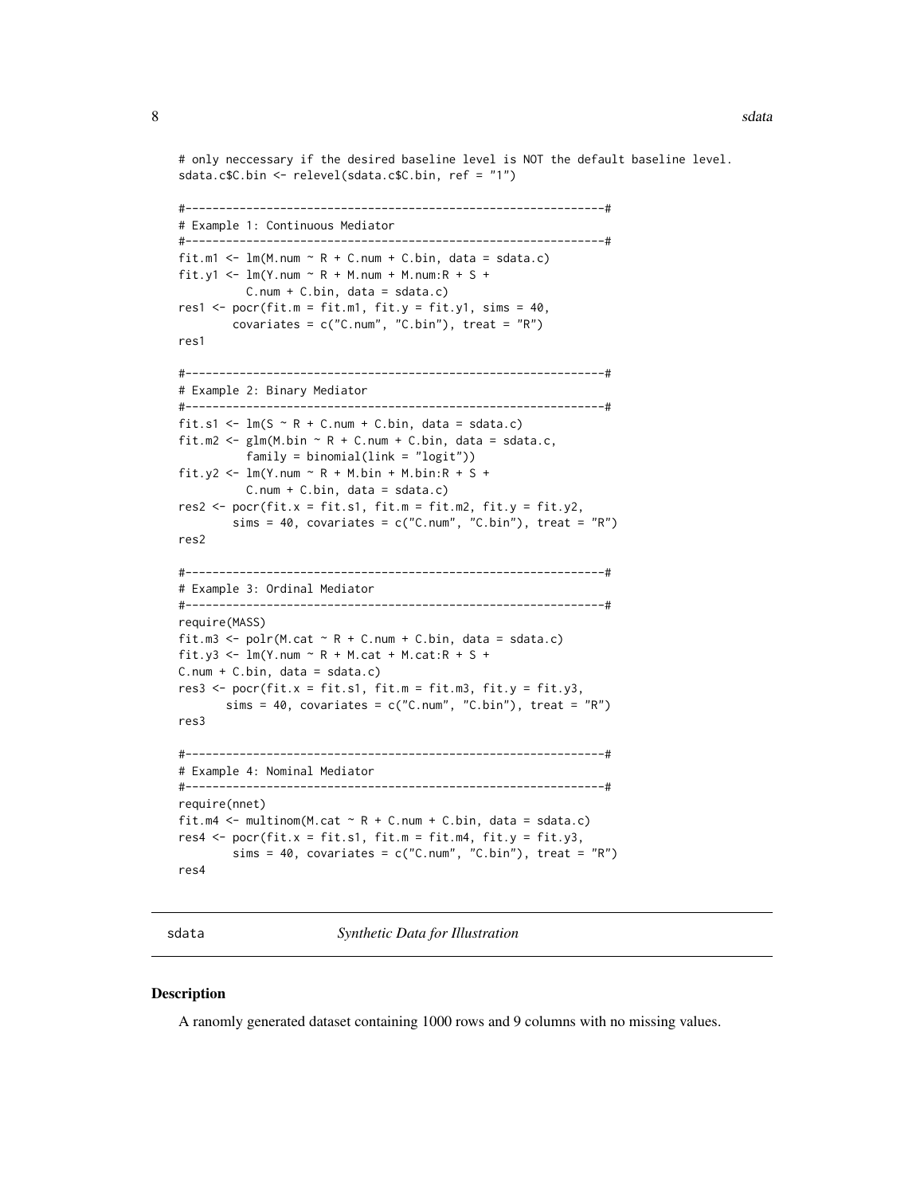```
# only neccessary if the desired baseline level is NOT the default baseline level.
sdata.c$C.bin <- relevel(sdata.c$C.bin, ref = "1")

#--------------------------------------------------------------#
# Example 1: Continuous Mediator
#--------------------------------------------------------------#
fit.m1 <- lm(M.num ~ R + C.num + C.bin, data = sdata.c)
fit.y1 <- lm(Y.num ~ R + M.num + M.num:R + S +
          C.num + C.bin, data = sdata.c)
res1 <- pocr(fit.m = fit.m1, fit.y = fit.y1, sims = 40,
        covariates = c("C.num", "C.bin"), treat = "R")
res1

#--------------------------------------------------------------#
# Example 2: Binary Mediator
#--------------------------------------------------------------#
fit.s1 <- lm(S ~ R + C.num + C.bin, data = sdata.c)
fit.m2 <- glm(M.bin ~ R + C.num + C.bin, data = sdata.c,
          family = binomial(link = "logit"))
fit.y2 <- lm(Y.num ~ R + M.bin + M.bin:R + S +
          C.num + C.bin, data = sdata.c)
res2 <- pocr(fit.x = fit.s1, fit.m = fit.m2, fit.y = fit.y2,
        sims = 40, covariates = c("C.num", "C.bin"), treat = "R")
res2

#--------------------------------------------------------------#
# Example 3: Ordinal Mediator
#--------------------------------------------------------------#
require(MASS)
fit.m3 <- polr(M.cat ~ R + C.num + C.bin, data = sdata.c)
fit.y3 <- lm(Y.num ~ R + M.cat + M.cat:R + S +
C.num + C.bin, data = sdata.c)
res3 <- pocr(fit.x = fit.s1, fit.m = fit.m3, fit.y = fit.y3,
       sims = 40, covariates = c("C.num", "C.bin"), treat = "R")
res3

#--------------------------------------------------------------#
# Example 4: Nominal Mediator
#--------------------------------------------------------------#
require(nnet)
fit.m4 <- multinom(M.cat ~ R + C.num + C.bin, data = sdata.c)
res4 <- pocr(fit.x = fit.s1, fit.m = fit.m4, fit.y = fit.y3,
        sims = 40, covariates = c("C.num", "C.bin"), treat = "R")
res4
```

---

sdata *Synthetic Data for Illustration*

---

## Description

A ranomly generated dataset containing 1000 rows and 9 columns with no missing values.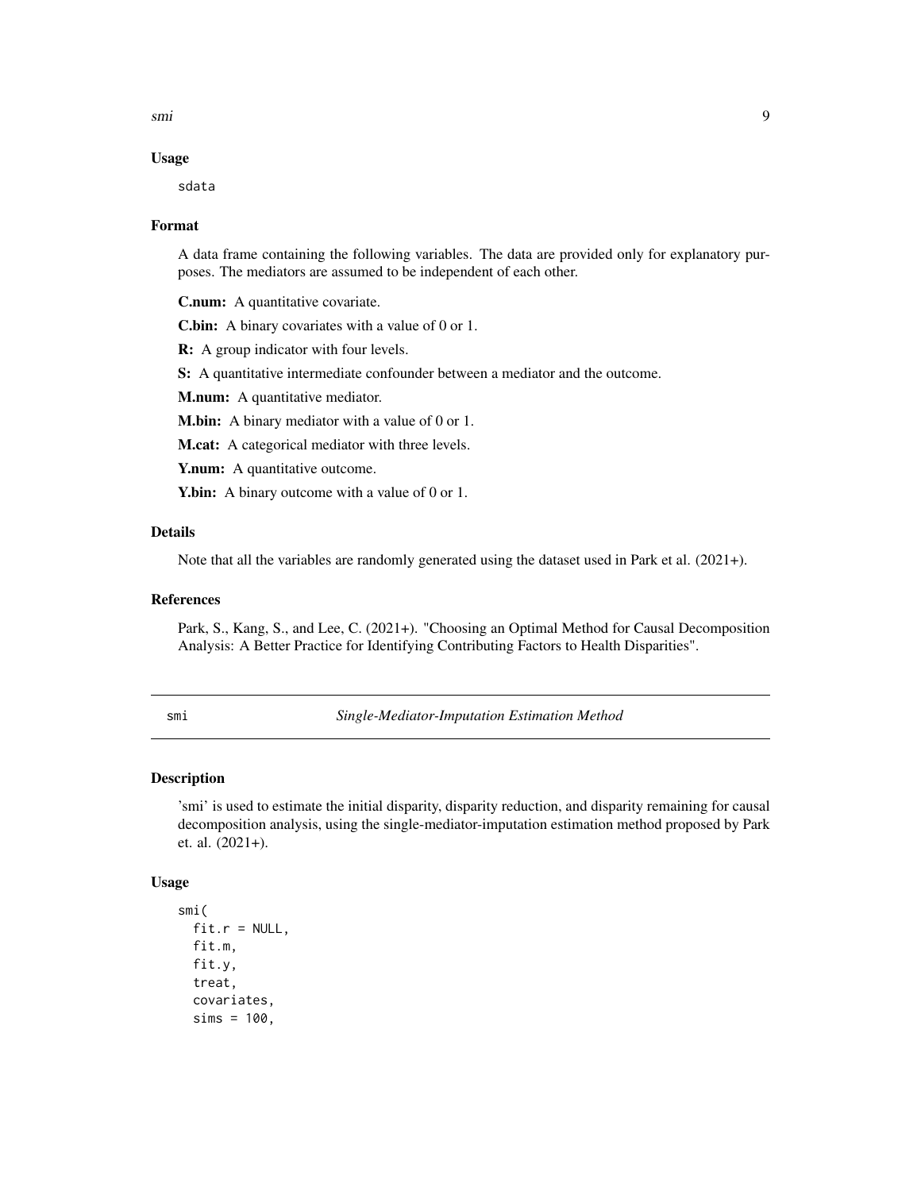### Usage

```
sdata
```

### Format

A data frame containing the following variables. The data are provided only for explanatory purposes. The mediators are assumed to be independent of each other.

**C.num:** A quantitative covariate.

**C.bin:** A binary covariates with a value of 0 or 1.

**R:** A group indicator with four levels.

**S:** A quantitative intermediate confounder between a mediator and the outcome.

**M.num:** A quantitative mediator.

**M.bin:** A binary mediator with a value of 0 or 1.

**M.cat:** A categorical mediator with three levels.

**Y.num:** A quantitative outcome.

**Y.bin:** A binary outcome with a value of 0 or 1.

### Details

Note that all the variables are randomly generated using the dataset used in Park et al. (2021+).

### References

Park, S., Kang, S., and Lee, C. (2021+). "Choosing an Optimal Method for Causal Decomposition Analysis: A Better Practice for Identifying Contributing Factors to Health Disparities".

---

## smi — *Single-Mediator-Imputation Estimation Method*

### Description

'smi' is used to estimate the initial disparity, disparity reduction, and disparity remaining for causal decomposition analysis, using the single-mediator-imputation estimation method proposed by Park et. al. (2021+).

### Usage

```
smi(
  fit.r = NULL,
  fit.m,
  fit.y,
  treat,
  covariates,
  sims = 100,
```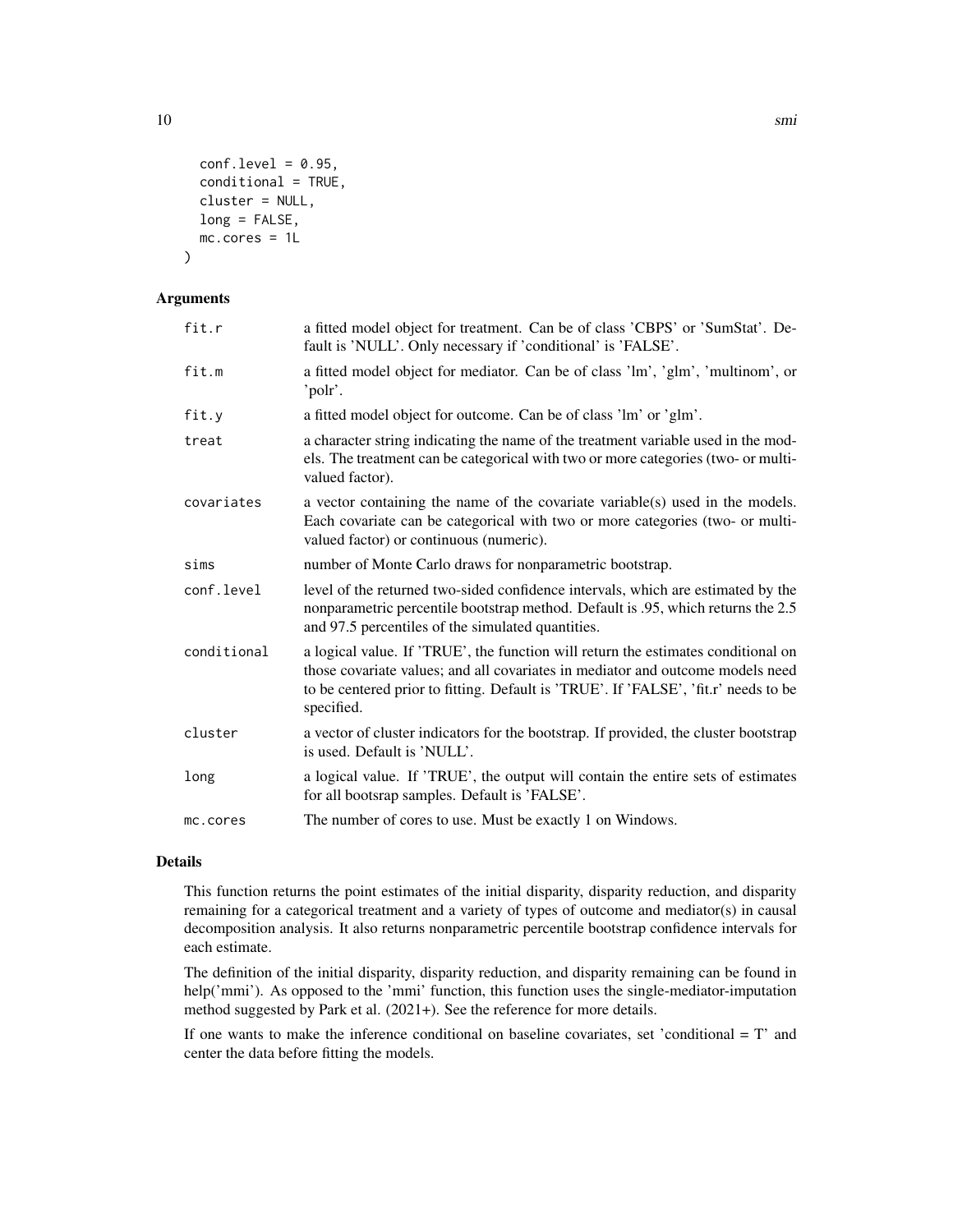```
  conf.level = 0.95,
  conditional = TRUE,
  cluster = NULL,
  long = FALSE,
  mc.cores = 1L
)
```

## Arguments

| | |
|---|---|
| fit.r | a fitted model object for treatment. Can be of class 'CBPS' or 'SumStat'. Default is 'NULL'. Only necessary if 'conditional' is 'FALSE'. |
| fit.m | a fitted model object for mediator. Can be of class 'lm', 'glm', 'multinom', or 'polr'. |
| fit.y | a fitted model object for outcome. Can be of class 'lm' or 'glm'. |
| treat | a character string indicating the name of the treatment variable used in the models. The treatment can be categorical with two or more categories (two- or multi-valued factor). |
| covariates | a vector containing the name of the covariate variable(s) used in the models. Each covariate can be categorical with two or more categories (two- or multi-valued factor) or continuous (numeric). |
| sims | number of Monte Carlo draws for nonparametric bootstrap. |
| conf.level | level of the returned two-sided confidence intervals, which are estimated by the nonparametric percentile bootstrap method. Default is .95, which returns the 2.5 and 97.5 percentiles of the simulated quantities. |
| conditional | a logical value. If 'TRUE', the function will return the estimates conditional on those covariate values; and all covariates in mediator and outcome models need to be centered prior to fitting. Default is 'TRUE'. If 'FALSE', 'fit.r' needs to be specified. |
| cluster | a vector of cluster indicators for the bootstrap. If provided, the cluster bootstrap is used. Default is 'NULL'. |
| long | a logical value. If 'TRUE', the output will contain the entire sets of estimates for all bootsrap samples. Default is 'FALSE'. |
| mc.cores | The number of cores to use. Must be exactly 1 on Windows. |

## Details

This function returns the point estimates of the initial disparity, disparity reduction, and disparity remaining for a categorical treatment and a variety of types of outcome and mediator(s) in causal decomposition analysis. It also returns nonparametric percentile bootstrap confidence intervals for each estimate.

The definition of the initial disparity, disparity reduction, and disparity remaining can be found in help('mmi'). As opposed to the 'mmi' function, this function uses the single-mediator-imputation method suggested by Park et al. (2021+). See the reference for more details.

If one wants to make the inference conditional on baseline covariates, set 'conditional = T' and center the data before fitting the models.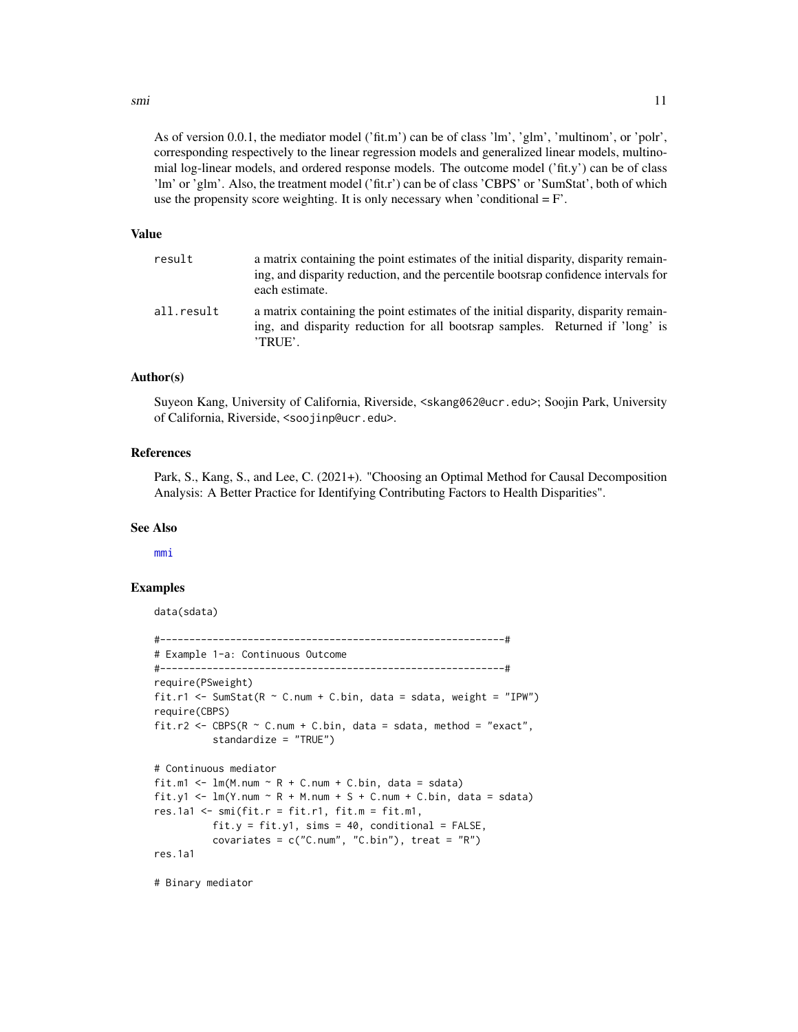As of version 0.0.1, the mediator model ('fit.m') can be of class 'lm', 'glm', 'multinom', or 'polr', corresponding respectively to the linear regression models and generalized linear models, multinomial log-linear models, and ordered response models. The outcome model ('fit.y') can be of class 'lm' or 'glm'. Also, the treatment model ('fit.r') can be of class 'CBPS' or 'SumStat', both of which use the propensity score weighting. It is only necessary when 'conditional = F'.

## Value

| | |
|---|---|
| `result` | a matrix containing the point estimates of the initial disparity, disparity remaining, and disparity reduction, and the percentile bootsrap confidence intervals for each estimate. |
| `all.result` | a matrix containing the point estimates of the initial disparity, disparity remaining, and disparity reduction for all bootsrap samples. Returned if 'long' is 'TRUE'. |

## Author(s)

Suyeon Kang, University of California, Riverside, <skang062@ucr.edu>; Soojin Park, University of California, Riverside, <soojinp@ucr.edu>.

## References

Park, S., Kang, S., and Lee, C. (2021+). "Choosing an Optimal Method for Causal Decomposition Analysis: A Better Practice for Identifying Contributing Factors to Health Disparities".

## See Also

mmi

## Examples

```
data(sdata)

#-----------------------------------------------------------#
# Example 1-a: Continuous Outcome
#-----------------------------------------------------------#
require(PSweight)
fit.r1 <- SumStat(R ~ C.num + C.bin, data = sdata, weight = "IPW")
require(CBPS)
fit.r2 <- CBPS(R ~ C.num + C.bin, data = sdata, method = "exact",
          standardize = "TRUE")

# Continuous mediator
fit.m1 <- lm(M.num ~ R + C.num + C.bin, data = sdata)
fit.y1 <- lm(Y.num ~ R + M.num + S + C.num + C.bin, data = sdata)
res.1a1 <- smi(fit.r = fit.r1, fit.m = fit.m1,
          fit.y = fit.y1, sims = 40, conditional = FALSE,
          covariates = c("C.num", "C.bin"), treat = "R")
res.1a1

# Binary mediator
```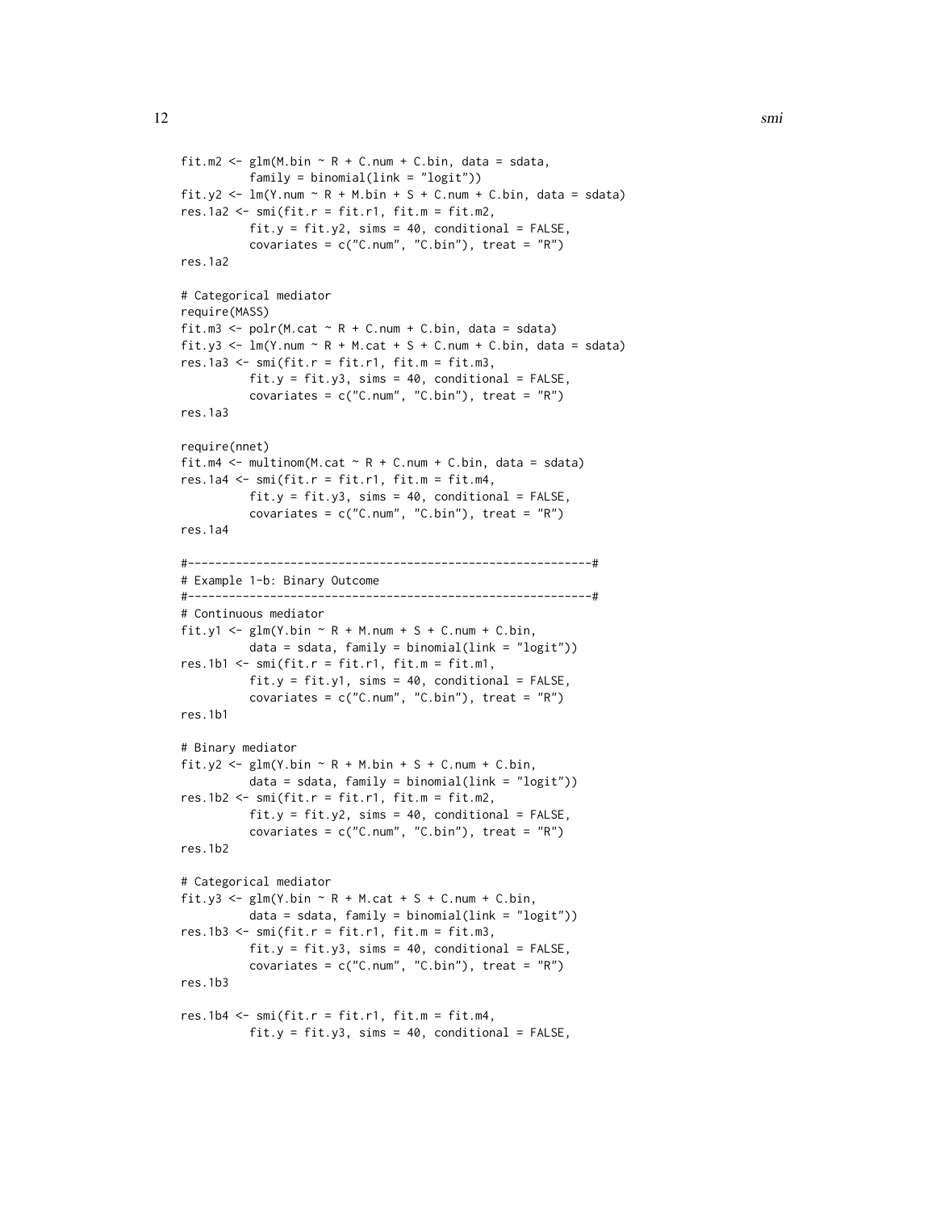```
fit.m2 <- glm(M.bin ~ R + C.num + C.bin, data = sdata,
          family = binomial(link = "logit"))
fit.y2 <- lm(Y.num ~ R + M.bin + S + C.num + C.bin, data = sdata)
res.1a2 <- smi(fit.r = fit.r1, fit.m = fit.m2,
          fit.y = fit.y2, sims = 40, conditional = FALSE,
          covariates = c("C.num", "C.bin"), treat = "R")
res.1a2

# Categorical mediator
require(MASS)
fit.m3 <- polr(M.cat ~ R + C.num + C.bin, data = sdata)
fit.y3 <- lm(Y.num ~ R + M.cat + S + C.num + C.bin, data = sdata)
res.1a3 <- smi(fit.r = fit.r1, fit.m = fit.m3,
          fit.y = fit.y3, sims = 40, conditional = FALSE,
          covariates = c("C.num", "C.bin"), treat = "R")
res.1a3

require(nnet)
fit.m4 <- multinom(M.cat ~ R + C.num + C.bin, data = sdata)
res.1a4 <- smi(fit.r = fit.r1, fit.m = fit.m4,
          fit.y = fit.y3, sims = 40, conditional = FALSE,
          covariates = c("C.num", "C.bin"), treat = "R")
res.1a4

#-----------------------------------------------------------#
# Example 1-b: Binary Outcome
#-----------------------------------------------------------#
# Continuous mediator
fit.y1 <- glm(Y.bin ~ R + M.num + S + C.num + C.bin,
          data = sdata, family = binomial(link = "logit"))
res.1b1 <- smi(fit.r = fit.r1, fit.m = fit.m1,
          fit.y = fit.y1, sims = 40, conditional = FALSE,
          covariates = c("C.num", "C.bin"), treat = "R")
res.1b1

# Binary mediator
fit.y2 <- glm(Y.bin ~ R + M.bin + S + C.num + C.bin,
          data = sdata, family = binomial(link = "logit"))
res.1b2 <- smi(fit.r = fit.r1, fit.m = fit.m2,
          fit.y = fit.y2, sims = 40, conditional = FALSE,
          covariates = c("C.num", "C.bin"), treat = "R")
res.1b2

# Categorical mediator
fit.y3 <- glm(Y.bin ~ R + M.cat + S + C.num + C.bin,
          data = sdata, family = binomial(link = "logit"))
res.1b3 <- smi(fit.r = fit.r1, fit.m = fit.m3,
          fit.y = fit.y3, sims = 40, conditional = FALSE,
          covariates = c("C.num", "C.bin"), treat = "R")
res.1b3

res.1b4 <- smi(fit.r = fit.r1, fit.m = fit.m4,
          fit.y = fit.y3, sims = 40, conditional = FALSE,
```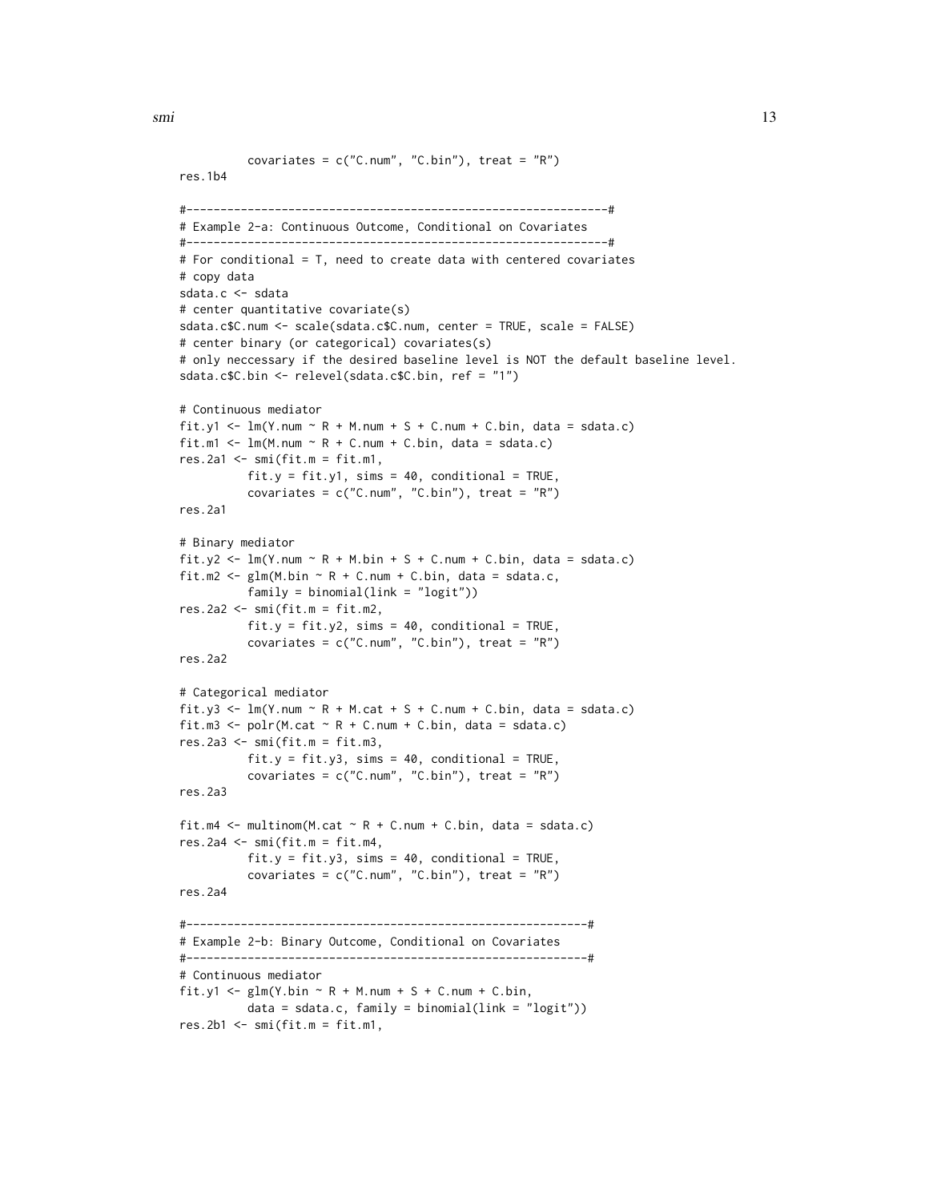```
          covariates = c("C.num", "C.bin"), treat = "R")
res.1b4

#--------------------------------------------------------------#
# Example 2-a: Continuous Outcome, Conditional on Covariates
#--------------------------------------------------------------#
# For conditional = T, need to create data with centered covariates
# copy data
sdata.c <- sdata
# center quantitative covariate(s)
sdata.c$C.num <- scale(sdata.c$C.num, center = TRUE, scale = FALSE)
# center binary (or categorical) covariates(s)
# only neccessary if the desired baseline level is NOT the default baseline level.
sdata.c$C.bin <- relevel(sdata.c$C.bin, ref = "1")

# Continuous mediator
fit.y1 <- lm(Y.num ~ R + M.num + S + C.num + C.bin, data = sdata.c)
fit.m1 <- lm(M.num ~ R + C.num + C.bin, data = sdata.c)
res.2a1 <- smi(fit.m = fit.m1,
          fit.y = fit.y1, sims = 40, conditional = TRUE,
          covariates = c("C.num", "C.bin"), treat = "R")
res.2a1

# Binary mediator
fit.y2 <- lm(Y.num ~ R + M.bin + S + C.num + C.bin, data = sdata.c)
fit.m2 <- glm(M.bin ~ R + C.num + C.bin, data = sdata.c,
          family = binomial(link = "logit"))
res.2a2 <- smi(fit.m = fit.m2,
          fit.y = fit.y2, sims = 40, conditional = TRUE,
          covariates = c("C.num", "C.bin"), treat = "R")
res.2a2

# Categorical mediator
fit.y3 <- lm(Y.num ~ R + M.cat + S + C.num + C.bin, data = sdata.c)
fit.m3 <- polr(M.cat ~ R + C.num + C.bin, data = sdata.c)
res.2a3 <- smi(fit.m = fit.m3,
          fit.y = fit.y3, sims = 40, conditional = TRUE,
          covariates = c("C.num", "C.bin"), treat = "R")
res.2a3

fit.m4 <- multinom(M.cat ~ R + C.num + C.bin, data = sdata.c)
res.2a4 <- smi(fit.m = fit.m4,
          fit.y = fit.y3, sims = 40, conditional = TRUE,
          covariates = c("C.num", "C.bin"), treat = "R")
res.2a4

#----------------------------------------------------------#
# Example 2-b: Binary Outcome, Conditional on Covariates
#----------------------------------------------------------#
# Continuous mediator
fit.y1 <- glm(Y.bin ~ R + M.num + S + C.num + C.bin,
          data = sdata.c, family = binomial(link = "logit"))
res.2b1 <- smi(fit.m = fit.m1,
```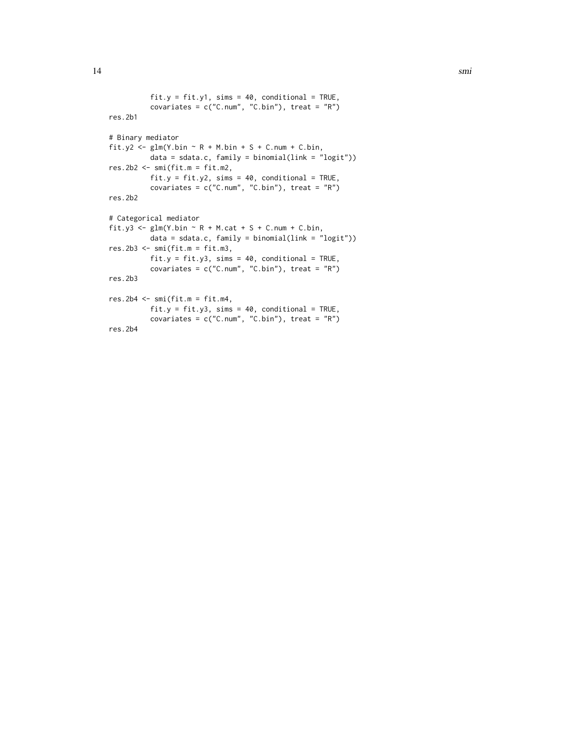```
         fit.y = fit.y1, sims = 40, conditional = TRUE,
         covariates = c("C.num", "C.bin"), treat = "R")
res.2b1

# Binary mediator
fit.y2 <- glm(Y.bin ~ R + M.bin + S + C.num + C.bin,
         data = sdata.c, family = binomial(link = "logit"))
res.2b2 <- smi(fit.m = fit.m2,
         fit.y = fit.y2, sims = 40, conditional = TRUE,
         covariates = c("C.num", "C.bin"), treat = "R")
res.2b2

# Categorical mediator
fit.y3 <- glm(Y.bin ~ R + M.cat + S + C.num + C.bin,
         data = sdata.c, family = binomial(link = "logit"))
res.2b3 <- smi(fit.m = fit.m3,
         fit.y = fit.y3, sims = 40, conditional = TRUE,
         covariates = c("C.num", "C.bin"), treat = "R")
res.2b3

res.2b4 <- smi(fit.m = fit.m4,
         fit.y = fit.y3, sims = 40, conditional = TRUE,
         covariates = c("C.num", "C.bin"), treat = "R")
res.2b4
```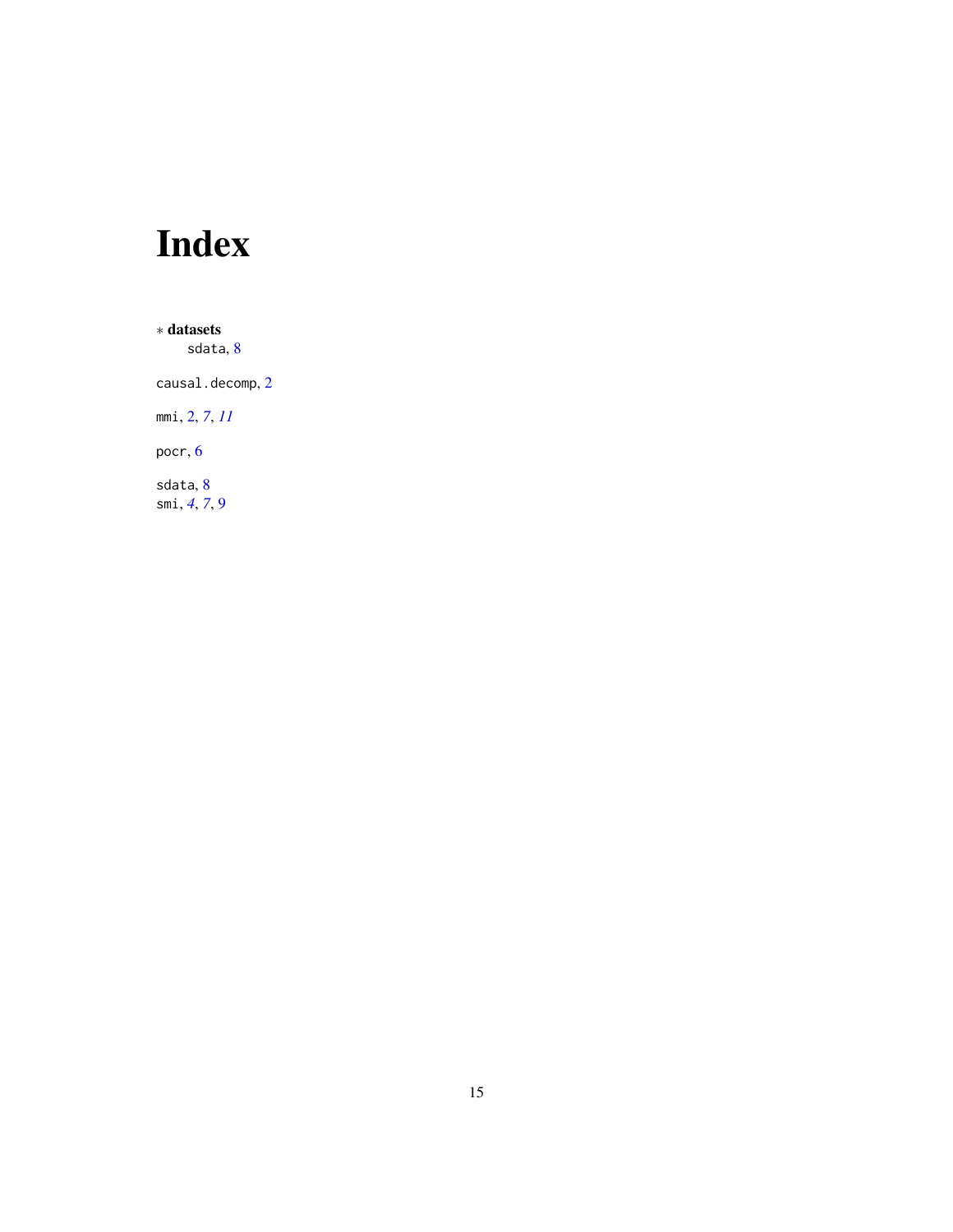# Index

∗ **datasets**
    sdata, 8

causal.decomp, 2

mmi, 2, *7*, *11*

pocr, 6

sdata, 8
smi, *4*, *7*, 9